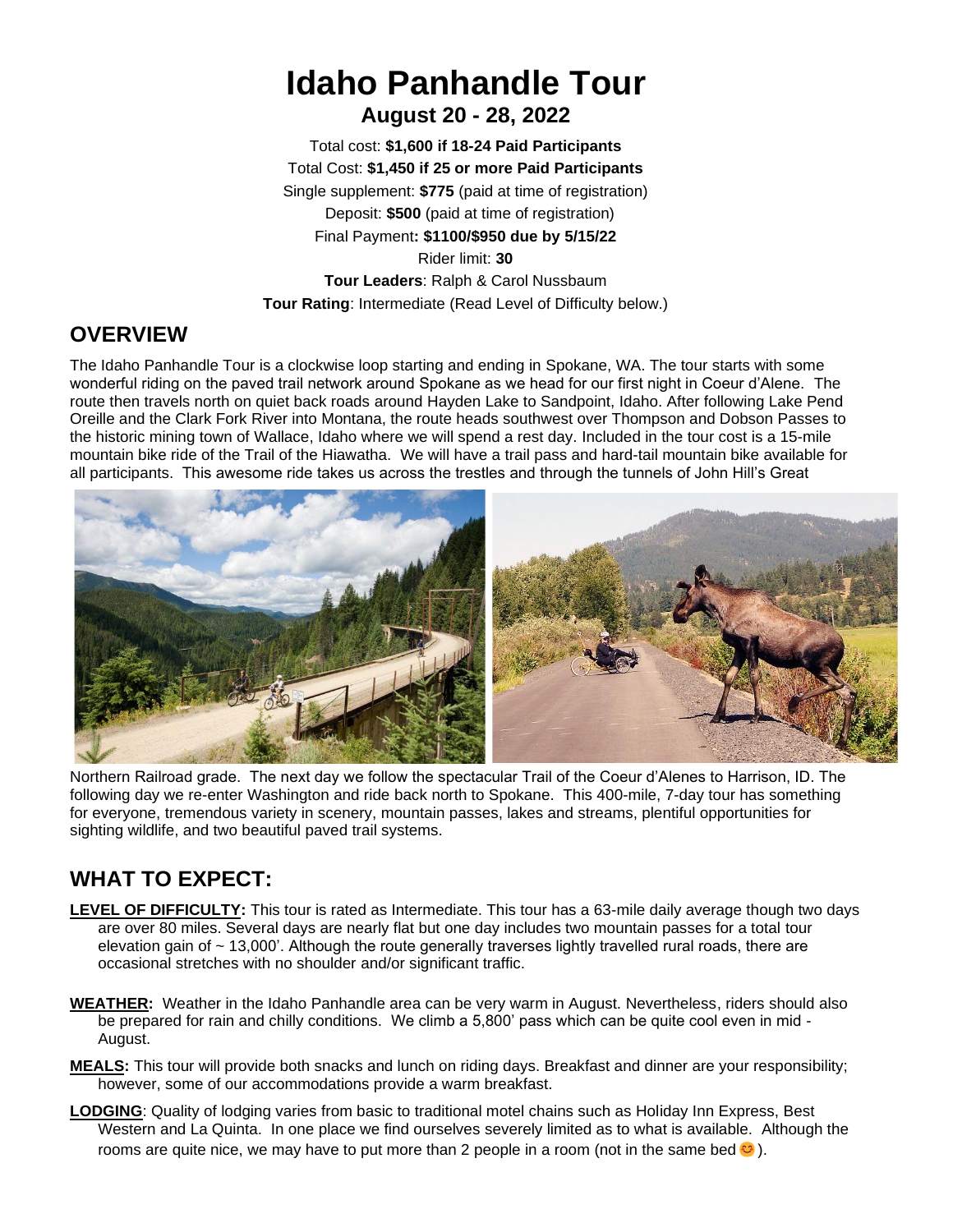# Idaho Panhandle Tour

## August 20 - 28, 2022

Total cost: **$1,600 if 18-24 Paid Participants**

Total Cost: **$1,450 if 25 or more Paid Participants**

Single supplement: **$775** (paid at time of registration)

Deposit: **$500** (paid at time of registration)

Final Payment**: $1100/$950 due by 5/15/22**

Rider limit: **30**

**Tour Leaders**: Ralph & Carol Nussbaum

**Tour Rating**: Intermediate (Read Level of Difficulty below.)

## OVERVIEW

The Idaho Panhandle Tour is a clockwise loop starting and ending in Spokane, WA. The tour starts with some wonderful riding on the paved trail network around Spokane as we head for our first night in Coeur d'Alene. The route then travels north on quiet back roads around Hayden Lake to Sandpoint, Idaho. After following Lake Pend Oreille and the Clark Fork River into Montana, the route heads southwest over Thompson and Dobson Passes to the historic mining town of Wallace, Idaho where we will spend a rest day. Included in the tour cost is a 15-mile mountain bike ride of the Trail of the Hiawatha. We will have a trail pass and hard-tail mountain bike available for all participants. This awesome ride takes us across the trestles and through the tunnels of John Hill's Great Northern Railroad grade. The next day we follow the spectacular Trail of the Coeur d'Alenes to Harrison, ID. The following day we re-enter Washington and ride back north to Spokane. This 400-mile, 7-day tour has something for everyone, tremendous variety in scenery, mountain passes, lakes and streams, plentiful opportunities for sighting wildlife, and two beautiful paved trail systems.

## WHAT TO EXPECT:

**LEVEL OF DIFFICULTY:** This tour is rated as Intermediate. This tour has a 63-mile daily average though two days are over 80 miles. Several days are nearly flat but one day includes two mountain passes for a total tour elevation gain of ~ 13,000'. Although the route generally traverses lightly travelled rural roads, there are occasional stretches with no shoulder and/or significant traffic.

**WEATHER:** Weather in the Idaho Panhandle area can be very warm in August. Nevertheless, riders should also be prepared for rain and chilly conditions. We climb a 5,800' pass which can be quite cool even in mid - August.

**MEALS:** This tour will provide both snacks and lunch on riding days. Breakfast and dinner are your responsibility; however, some of our accommodations provide a warm breakfast.

**LODGING**: Quality of lodging varies from basic to traditional motel chains such as Holiday Inn Express, Best Western and La Quinta. In one place we find ourselves severely limited as to what is available. Although the rooms are quite nice, we may have to put more than 2 people in a room (not in the same bed 😊).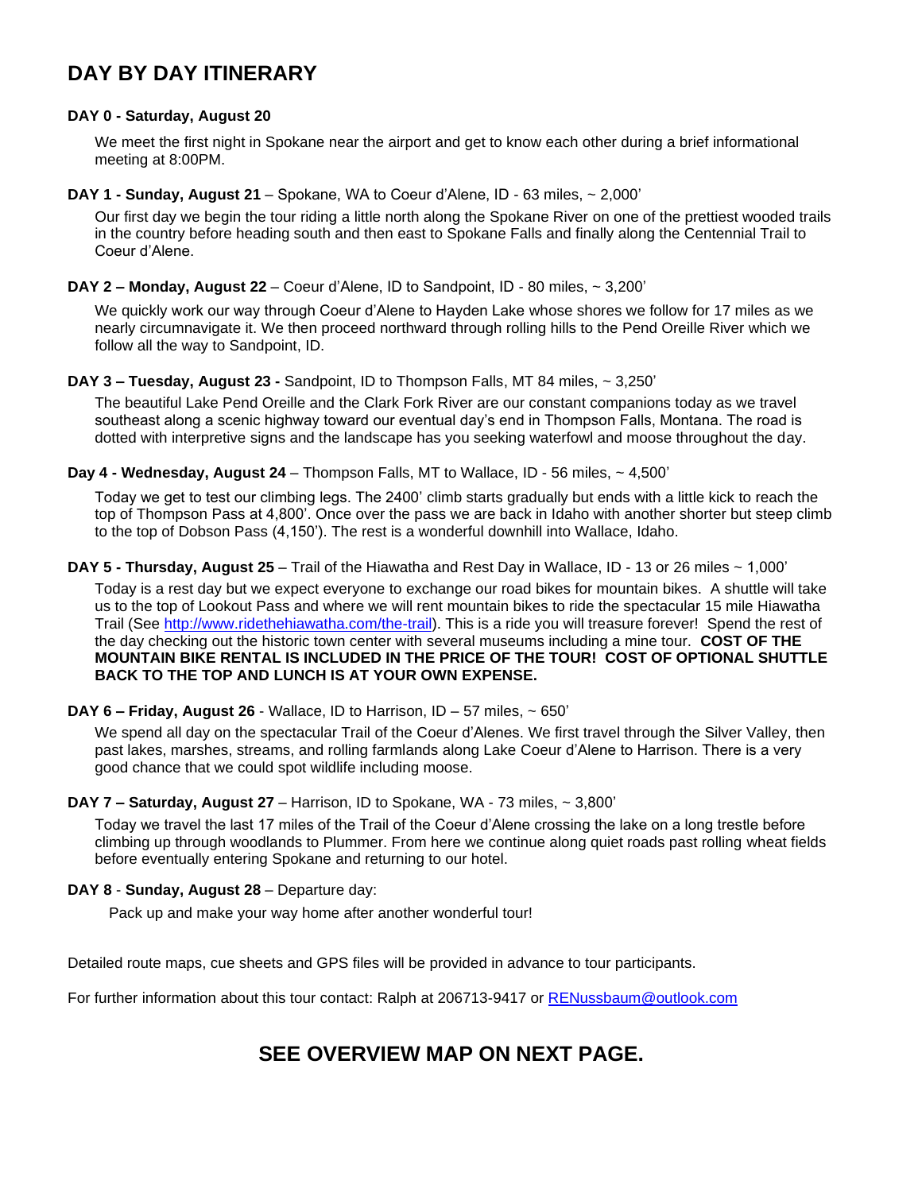# DAY BY DAY ITINERARY

**DAY 0 - Saturday, August 20**

We meet the first night in Spokane near the airport and get to know each other during a brief informational meeting at 8:00PM.

**DAY 1 - Sunday, August 21** – Spokane, WA to Coeur d'Alene, ID - 63 miles, ~ 2,000'

Our first day we begin the tour riding a little north along the Spokane River on one of the prettiest wooded trails in the country before heading south and then east to Spokane Falls and finally along the Centennial Trail to Coeur d'Alene.

**DAY 2 – Monday, August 22** – Coeur d'Alene, ID to Sandpoint, ID - 80 miles, ~ 3,200'

We quickly work our way through Coeur d'Alene to Hayden Lake whose shores we follow for 17 miles as we nearly circumnavigate it. We then proceed northward through rolling hills to the Pend Oreille River which we follow all the way to Sandpoint, ID.

**DAY 3 – Tuesday, August 23 -** Sandpoint, ID to Thompson Falls, MT 84 miles, ~ 3,250'

The beautiful Lake Pend Oreille and the Clark Fork River are our constant companions today as we travel southeast along a scenic highway toward our eventual day's end in Thompson Falls, Montana. The road is dotted with interpretive signs and the landscape has you seeking waterfowl and moose throughout the day.

**Day 4 - Wednesday, August 24** – Thompson Falls, MT to Wallace, ID - 56 miles, ~ 4,500'

Today we get to test our climbing legs. The 2400' climb starts gradually but ends with a little kick to reach the top of Thompson Pass at 4,800'. Once over the pass we are back in Idaho with another shorter but steep climb to the top of Dobson Pass (4,150'). The rest is a wonderful downhill into Wallace, Idaho.

**DAY 5 - Thursday, August 25** – Trail of the Hiawatha and Rest Day in Wallace, ID - 13 or 26 miles ~ 1,000'

Today is a rest day but we expect everyone to exchange our road bikes for mountain bikes. A shuttle will take us to the top of Lookout Pass and where we will rent mountain bikes to ride the spectacular 15 mile Hiawatha Trail (See [http://www.ridethehiawatha.com/the-trail](http://www.ridethehiawatha.com/the-trail)). This is a ride you will treasure forever! Spend the rest of the day checking out the historic town center with several museums including a mine tour. **COST OF THE MOUNTAIN BIKE RENTAL IS INCLUDED IN THE PRICE OF THE TOUR! COST OF OPTIONAL SHUTTLE BACK TO THE TOP AND LUNCH IS AT YOUR OWN EXPENSE.**

**DAY 6 – Friday, August 26** - Wallace, ID to Harrison, ID – 57 miles, ~ 650'

We spend all day on the spectacular Trail of the Coeur d'Alenes. We first travel through the Silver Valley, then past lakes, marshes, streams, and rolling farmlands along Lake Coeur d'Alene to Harrison. There is a very good chance that we could spot wildlife including moose.

**DAY 7 – Saturday, August 27** – Harrison, ID to Spokane, WA - 73 miles, ~ 3,800'

Today we travel the last 17 miles of the Trail of the Coeur d'Alene crossing the lake on a long trestle before climbing up through woodlands to Plummer. From here we continue along quiet roads past rolling wheat fields before eventually entering Spokane and returning to our hotel.

**DAY 8** - **Sunday, August 28** – Departure day:

Pack up and make your way home after another wonderful tour!

Detailed route maps, cue sheets and GPS files will be provided in advance to tour participants.

For further information about this tour contact: Ralph at 206713-9417 or [RENussbaum@outlook.com](mailto:RENussbaum@outlook.com)

## SEE OVERVIEW MAP ON NEXT PAGE.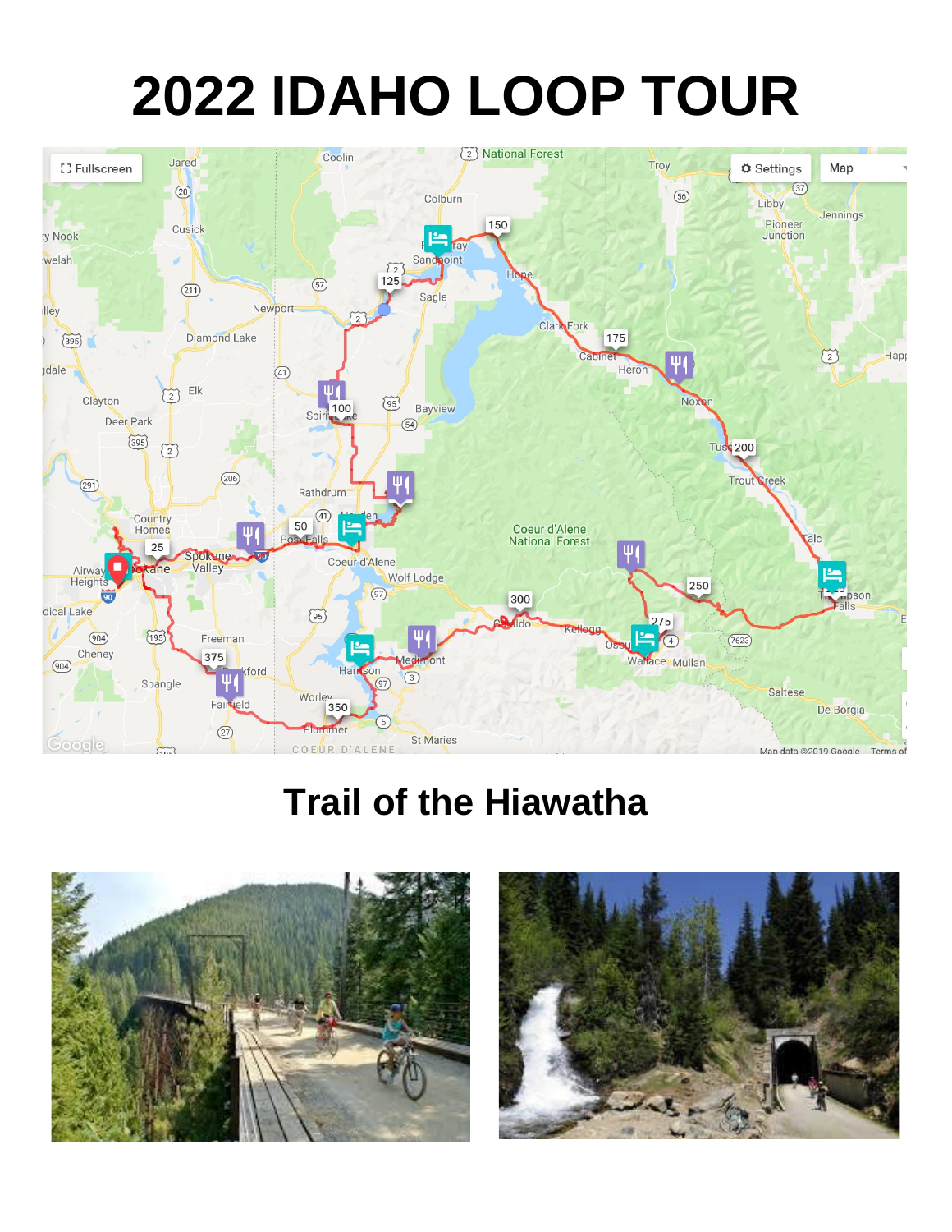# 2022 IDAHO LOOP TOUR

## Trail of the Hiawatha